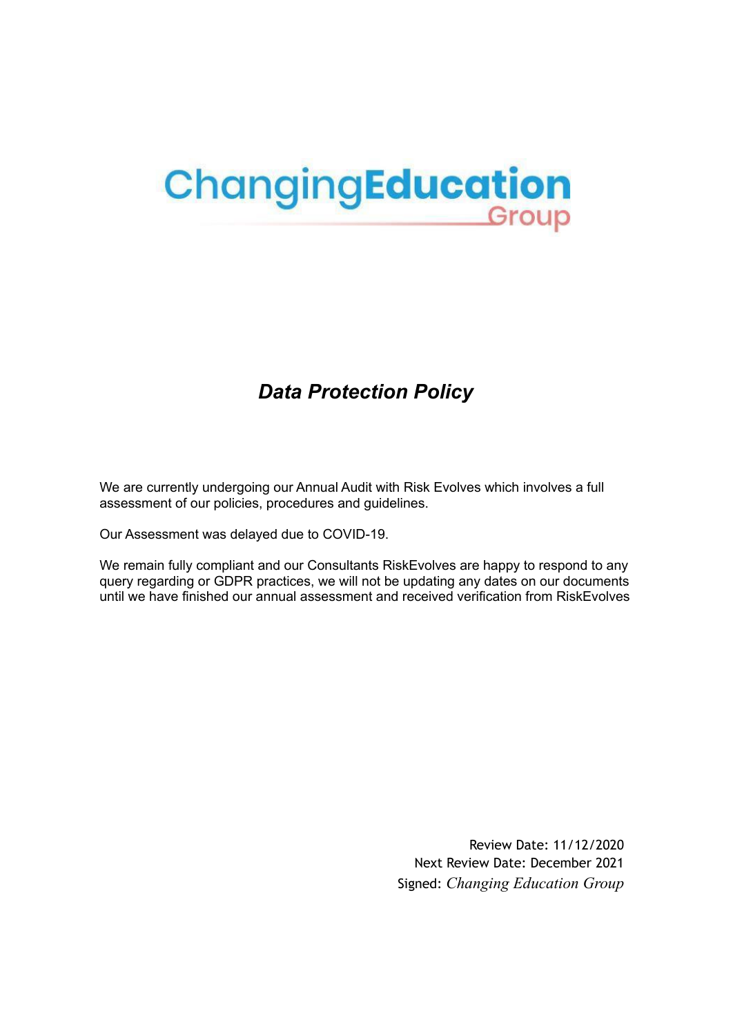ChangingEducation Group

# *Data Protection Policy*

We are currently undergoing our Annual Audit with Risk Evolves which involves a full assessment of our policies, procedures and guidelines.

Our Assessment was delayed due to COVID-19.

We remain fully compliant and our Consultants RiskEvolves are happy to respond to any query regarding or GDPR practices, we will not be updating any dates on our documents until we have finished our annual assessment and received verification from RiskEvolves

Review Date: 11/12/2020
Next Review Date: December 2021
Signed: *Changing Education Group*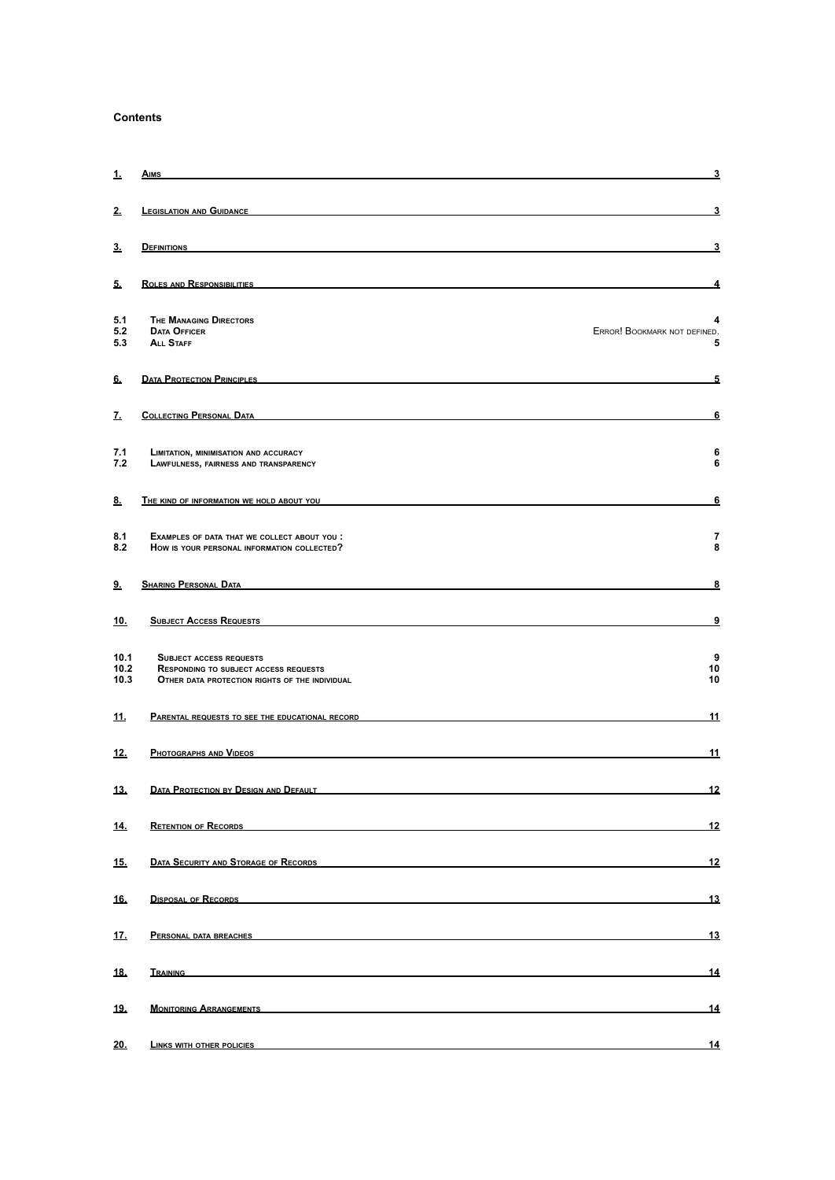**Contents**

| | | |
|---|---|---|
| 1. | Aims | 3 |
| 2. | Legislation and Guidance | 3 |
| 3. | Definitions | 3 |
| 5. | Roles and Responsibilities | 4 |
| 5.1 | The Managing Directors | 4 |
| 5.2 | Data Officer | Error! Bookmark not defined. |
| 5.3 | All Staff | 5 |
| 6. | Data Protection Principles | 5 |
| 7. | Collecting Personal Data | 6 |
| 7.1 | Limitation, minimisation and accuracy | 6 |
| 7.2 | Lawfulness, fairness and transparency | 6 |
| 8. | The kind of information we hold about you | 6 |
| 8.1 | Examples of data that we collect about you : | 7 |
| 8.2 | How is your personal information collected? | 8 |
| 9. | Sharing Personal Data | 8 |
| 10. | Subject Access Requests | 9 |
| 10.1 | Subject access requests | 9 |
| 10.2 | Responding to subject access requests | 10 |
| 10.3 | Other data protection rights of the individual | 10 |
| 11. | Parental requests to see the educational record | 11 |
| 12. | Photographs and Videos | 11 |
| 13. | Data Protection by Design and Default | 12 |
| 14. | Retention of Records | 12 |
| 15. | Data Security and Storage of Records | 12 |
| 16. | Disposal of Records | 13 |
| 17. | Personal data breaches | 13 |
| 18. | Training | 14 |
| 19. | Monitoring Arrangements | 14 |
| 20. | Links with other policies | 14 |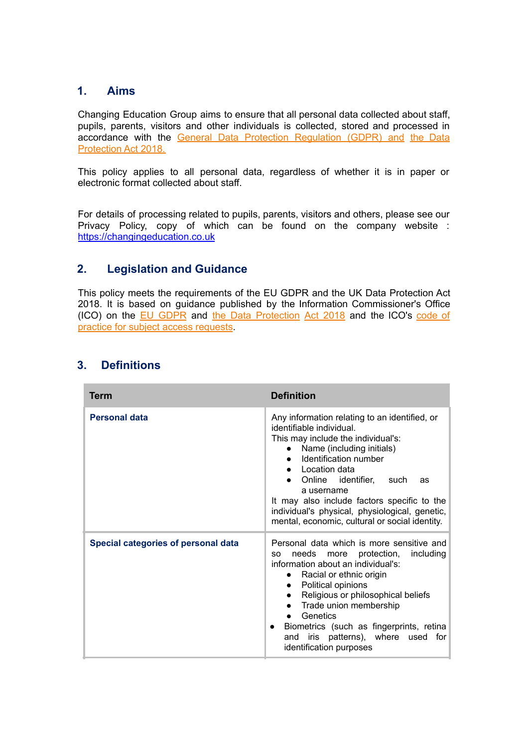## 1. Aims

Changing Education Group aims to ensure that all personal data collected about staff, pupils, parents, visitors and other individuals is collected, stored and processed in accordance with the General Data Protection Regulation (GDPR) and the Data Protection Act 2018.

This policy applies to all personal data, regardless of whether it is in paper or electronic format collected about staff.

For details of processing related to pupils, parents, visitors and others, please see our Privacy Policy, copy of which can be found on the company website : https://changingeducation.co.uk

## 2. Legislation and Guidance

This policy meets the requirements of the EU GDPR and the UK Data Protection Act 2018. It is based on guidance published by the Information Commissioner's Office (ICO) on the EU GDPR and the Data Protection Act 2018 and the ICO's code of practice for subject access requests.

## 3. Definitions

| Term | Definition |
|---|---|
| **Personal data** | Any information relating to an identified, or identifiable individual.<br>This may include the individual's:<br>• Name (including initials)<br>• Identification number<br>• Location data<br>• Online identifier, such as a username<br>It may also include factors specific to the individual's physical, physiological, genetic, mental, economic, cultural or social identity. |
| **Special categories of personal data** | Personal data which is more sensitive and so needs more protection, including information about an individual's:<br>• Racial or ethnic origin<br>• Political opinions<br>• Religious or philosophical beliefs<br>• Trade union membership<br>• Genetics<br>• Biometrics (such as fingerprints, retina and iris patterns), where used for identification purposes |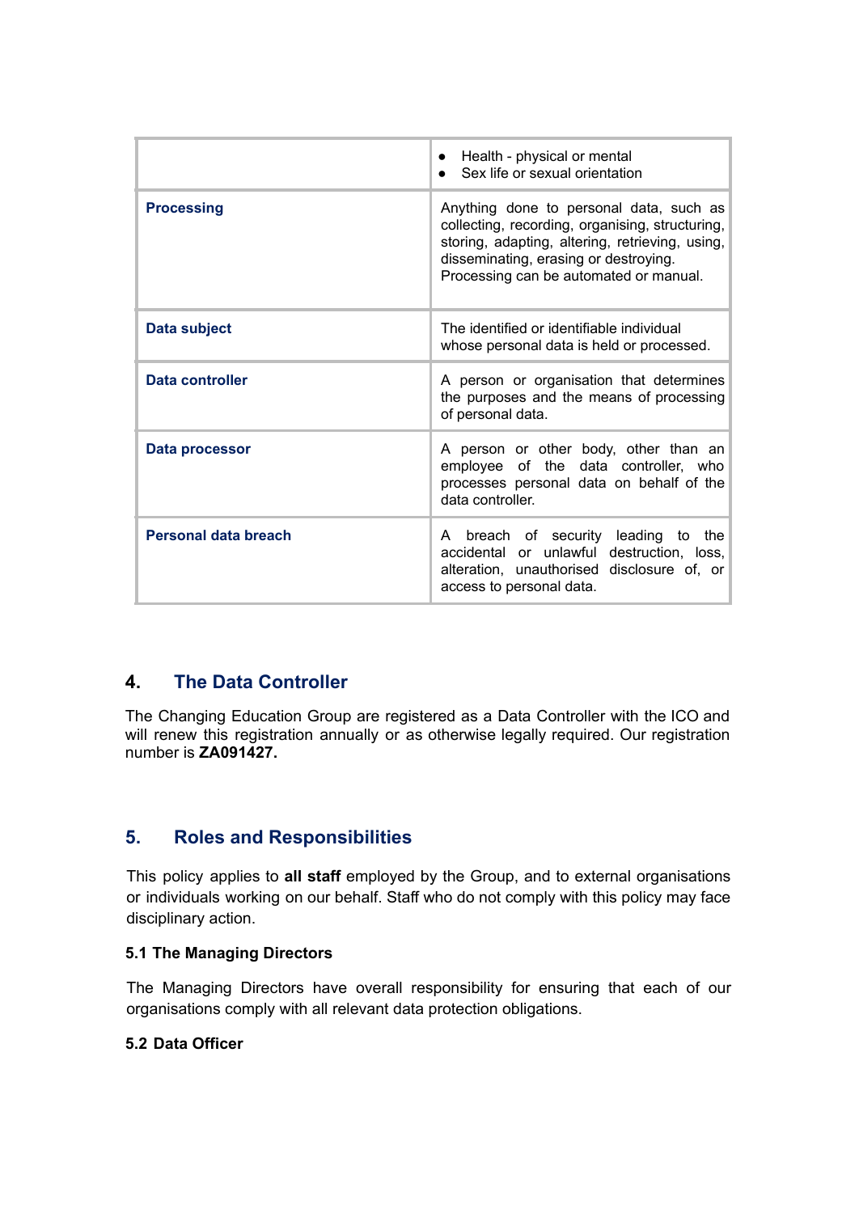| | |
|---|---|
| | • Health - physical or mental<br>• Sex life or sexual orientation |
| **Processing** | Anything done to personal data, such as collecting, recording, organising, structuring, storing, adapting, altering, retrieving, using, disseminating, erasing or destroying.<br>Processing can be automated or manual. |
| **Data subject** | The identified or identifiable individual whose personal data is held or processed. |
| **Data controller** | A person or organisation that determines the purposes and the means of processing of personal data. |
| **Data processor** | A person or other body, other than an employee of the data controller, who processes personal data on behalf of the data controller. |
| **Personal data breach** | A breach of security leading to the accidental or unlawful destruction, loss, alteration, unauthorised disclosure of, or access to personal data. |

## 4. The Data Controller

The Changing Education Group are registered as a Data Controller with the ICO and will renew this registration annually or as otherwise legally required. Our registration number is **ZA091427.**

## 5. Roles and Responsibilities

This policy applies to **all staff** employed by the Group, and to external organisations or individuals working on our behalf. Staff who do not comply with this policy may face disciplinary action.

### 5.1 The Managing Directors

The Managing Directors have overall responsibility for ensuring that each of our organisations comply with all relevant data protection obligations.

### 5.2 Data Officer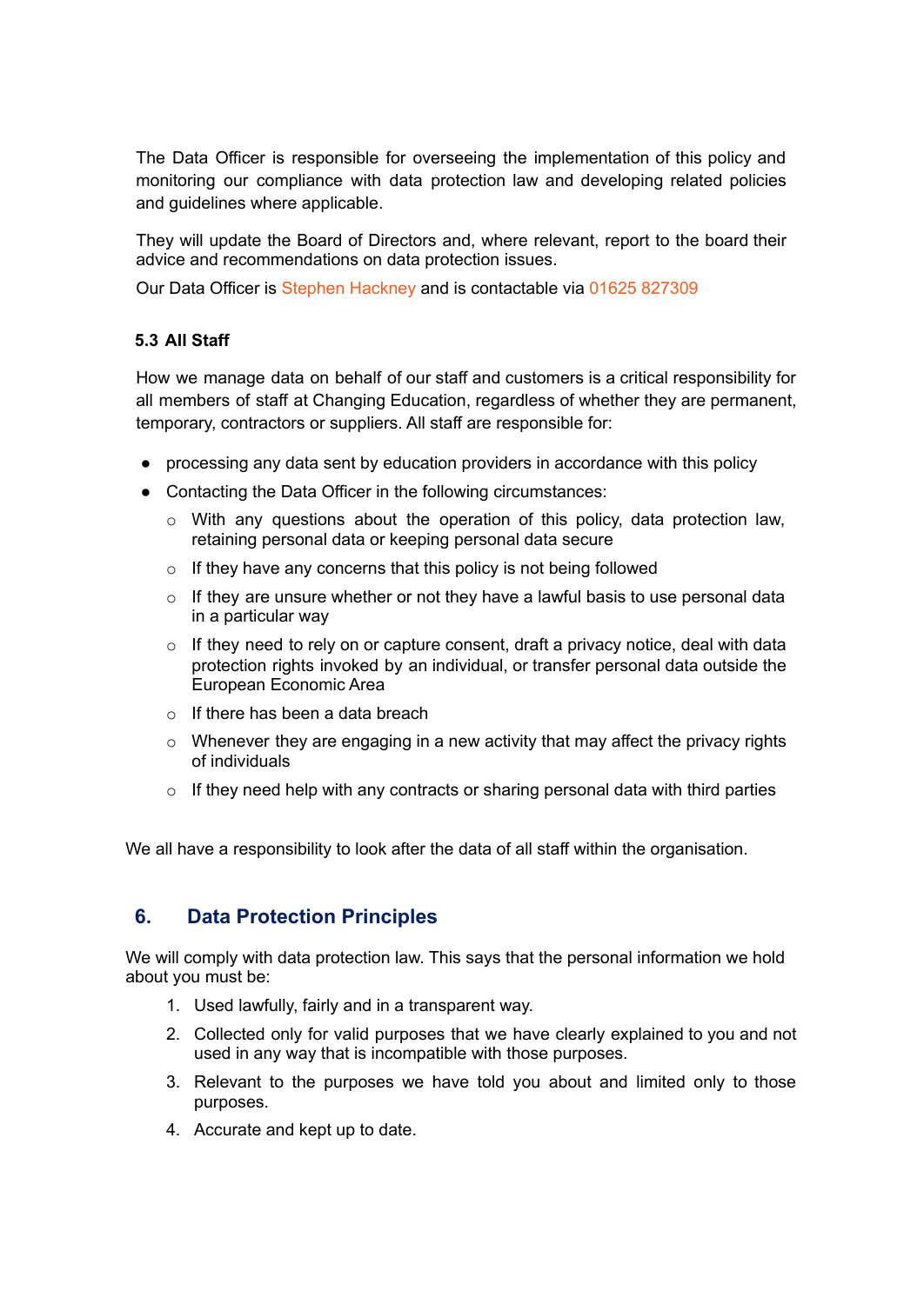The Data Officer is responsible for overseeing the implementation of this policy and monitoring our compliance with data protection law and developing related policies and guidelines where applicable.

They will update the Board of Directors and, where relevant, report to the board their advice and recommendations on data protection issues.

Our Data Officer is Stephen Hackney and is contactable via 01625 827309

### 5.3 All Staff

How we manage data on behalf of our staff and customers is a critical responsibility for all members of staff at Changing Education, regardless of whether they are permanent, temporary, contractors or suppliers. All staff are responsible for:

- processing any data sent by education providers in accordance with this policy
- Contacting the Data Officer in the following circumstances:
  - With any questions about the operation of this policy, data protection law, retaining personal data or keeping personal data secure
  - If they have any concerns that this policy is not being followed
  - If they are unsure whether or not they have a lawful basis to use personal data in a particular way
  - If they need to rely on or capture consent, draft a privacy notice, deal with data protection rights invoked by an individual, or transfer personal data outside the European Economic Area
  - If there has been a data breach
  - Whenever they are engaging in a new activity that may affect the privacy rights of individuals
  - If they need help with any contracts or sharing personal data with third parties

We all have a responsibility to look after the data of all staff within the organisation.

## 6. Data Protection Principles

We will comply with data protection law. This says that the personal information we hold about you must be:

1. Used lawfully, fairly and in a transparent way.
2. Collected only for valid purposes that we have clearly explained to you and not used in any way that is incompatible with those purposes.
3. Relevant to the purposes we have told you about and limited only to those purposes.
4. Accurate and kept up to date.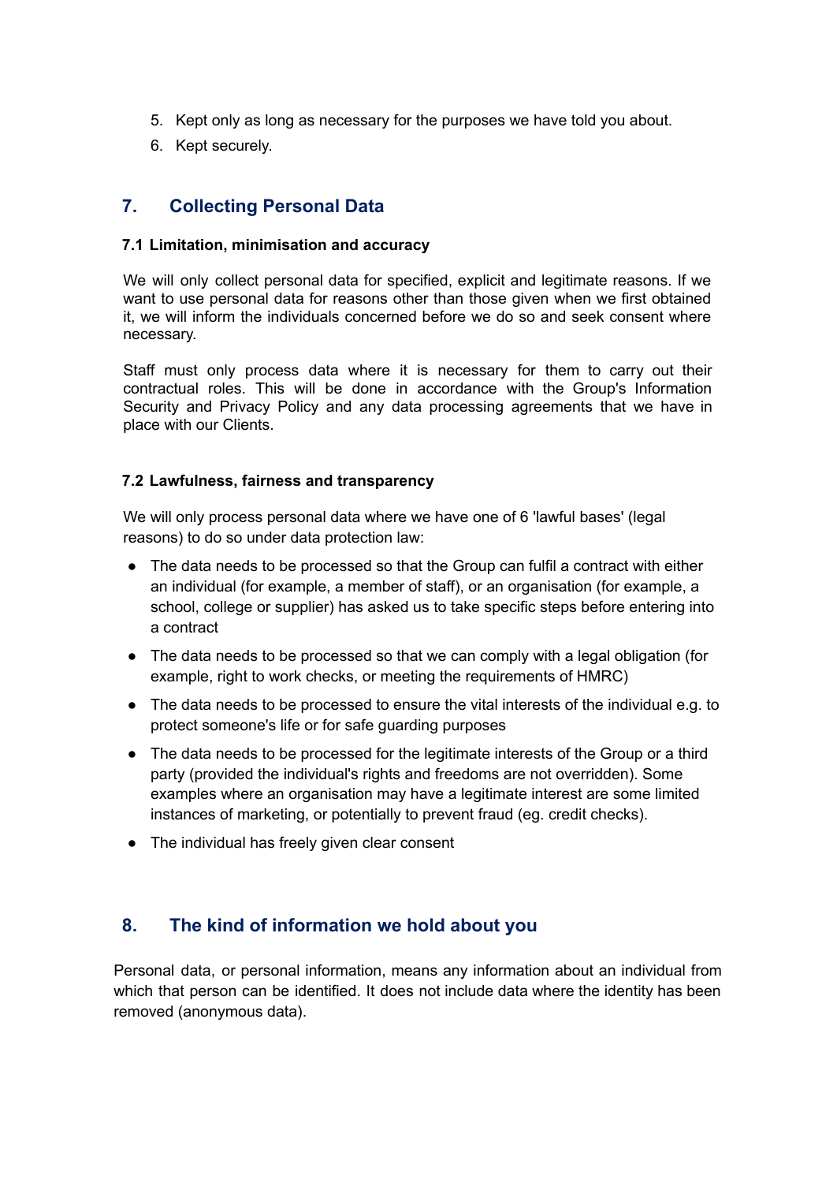5. Kept only as long as necessary for the purposes we have told you about.
6. Kept securely.

## 7. Collecting Personal Data

### 7.1 Limitation, minimisation and accuracy

We will only collect personal data for specified, explicit and legitimate reasons. If we want to use personal data for reasons other than those given when we first obtained it, we will inform the individuals concerned before we do so and seek consent where necessary.

Staff must only process data where it is necessary for them to carry out their contractual roles. This will be done in accordance with the Group's Information Security and Privacy Policy and any data processing agreements that we have in place with our Clients.

### 7.2 Lawfulness, fairness and transparency

We will only process personal data where we have one of 6 'lawful bases' (legal reasons) to do so under data protection law:

- The data needs to be processed so that the Group can fulfil a contract with either an individual (for example, a member of staff), or an organisation (for example, a school, college or supplier) has asked us to take specific steps before entering into a contract
- The data needs to be processed so that we can comply with a legal obligation (for example, right to work checks, or meeting the requirements of HMRC)
- The data needs to be processed to ensure the vital interests of the individual e.g. to protect someone's life or for safe guarding purposes
- The data needs to be processed for the legitimate interests of the Group or a third party (provided the individual's rights and freedoms are not overridden). Some examples where an organisation may have a legitimate interest are some limited instances of marketing, or potentially to prevent fraud (eg. credit checks).
- The individual has freely given clear consent

## 8. The kind of information we hold about you

Personal data, or personal information, means any information about an individual from which that person can be identified. It does not include data where the identity has been removed (anonymous data).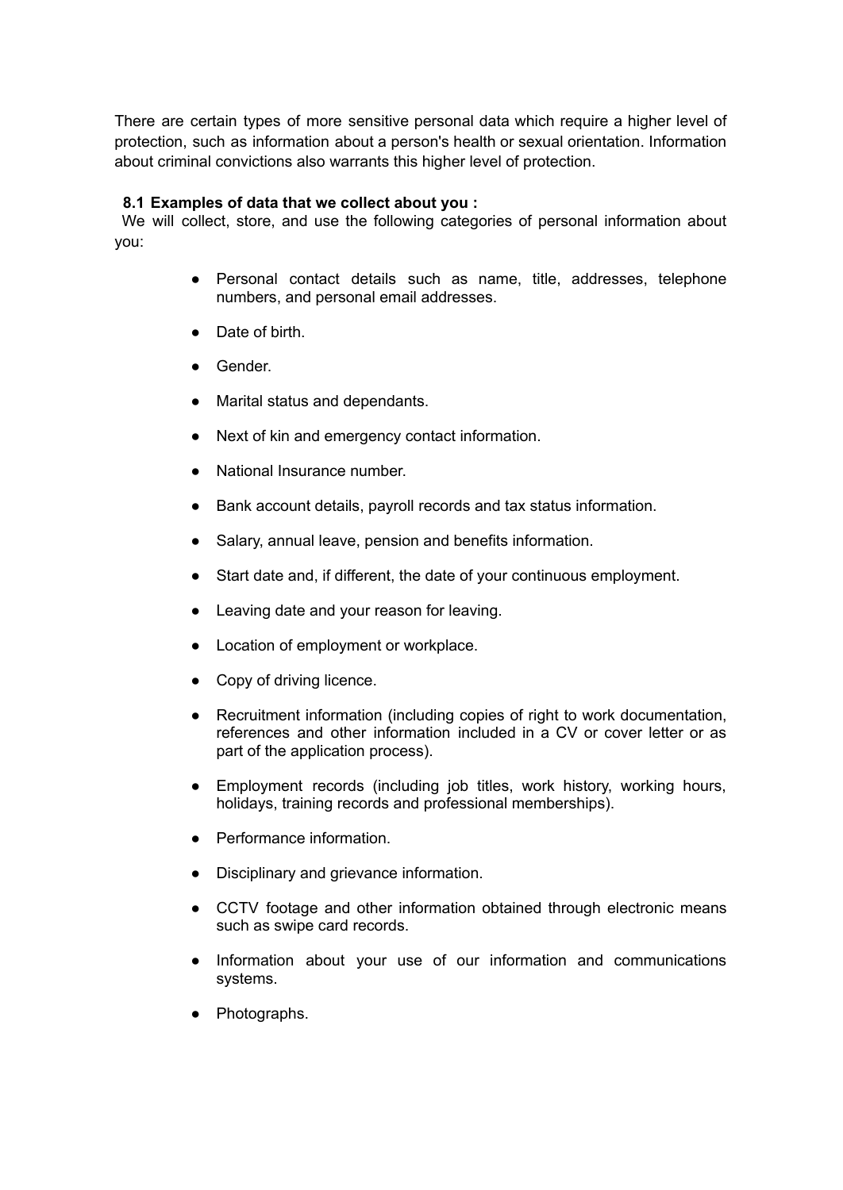There are certain types of more sensitive personal data which require a higher level of protection, such as information about a person's health or sexual orientation. Information about criminal convictions also warrants this higher level of protection.

### 8.1 Examples of data that we collect about you :

We will collect, store, and use the following categories of personal information about you:

- Personal contact details such as name, title, addresses, telephone numbers, and personal email addresses.
- Date of birth.
- Gender.
- Marital status and dependants.
- Next of kin and emergency contact information.
- National Insurance number.
- Bank account details, payroll records and tax status information.
- Salary, annual leave, pension and benefits information.
- Start date and, if different, the date of your continuous employment.
- Leaving date and your reason for leaving.
- Location of employment or workplace.
- Copy of driving licence.
- Recruitment information (including copies of right to work documentation, references and other information included in a CV or cover letter or as part of the application process).
- Employment records (including job titles, work history, working hours, holidays, training records and professional memberships).
- Performance information.
- Disciplinary and grievance information.
- CCTV footage and other information obtained through electronic means such as swipe card records.
- Information about your use of our information and communications systems.
- Photographs.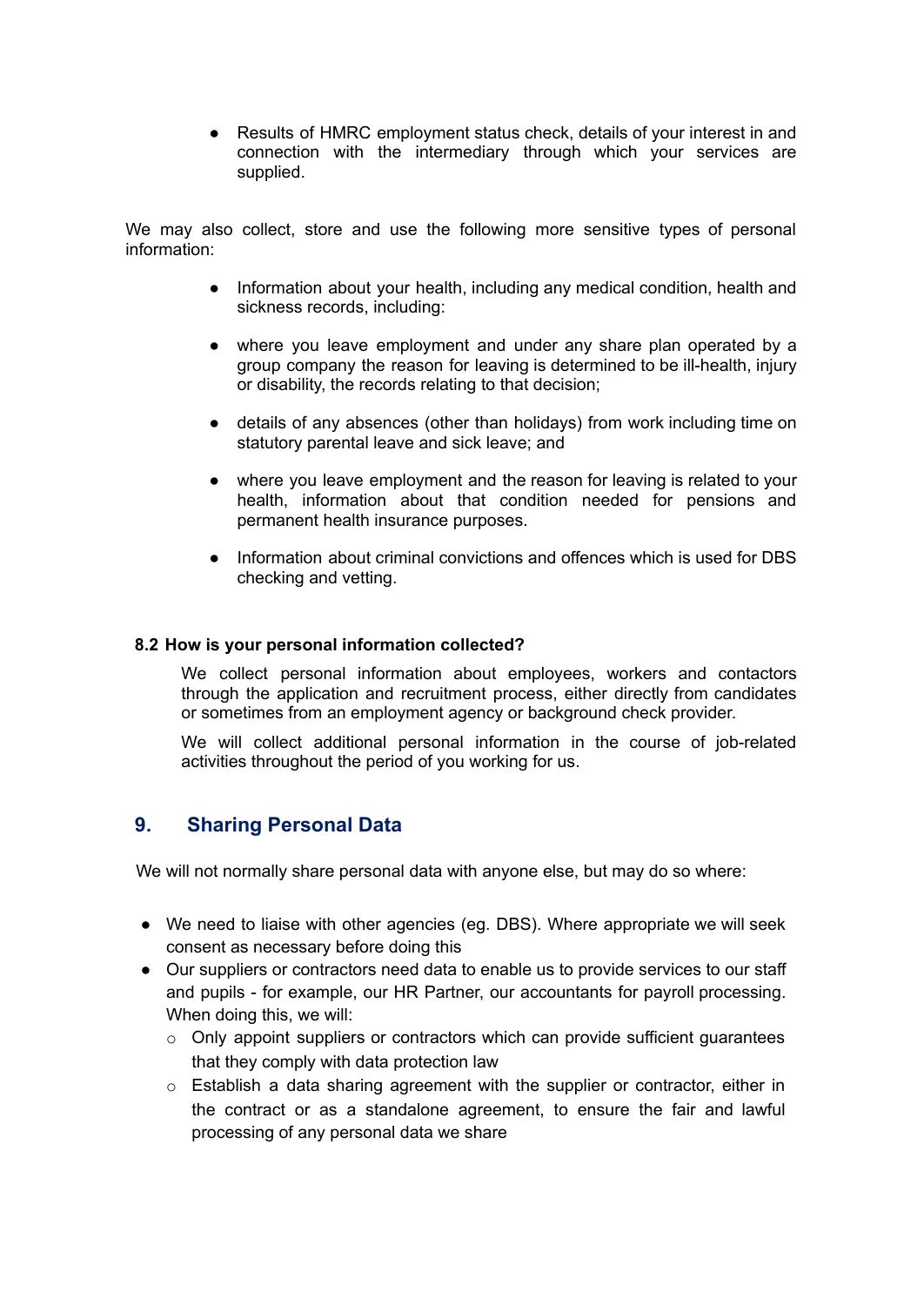- Results of HMRC employment status check, details of your interest in and connection with the intermediary through which your services are supplied.

We may also collect, store and use the following more sensitive types of personal information:

- Information about your health, including any medical condition, health and sickness records, including:
- where you leave employment and under any share plan operated by a group company the reason for leaving is determined to be ill-health, injury or disability, the records relating to that decision;
- details of any absences (other than holidays) from work including time on statutory parental leave and sick leave; and
- where you leave employment and the reason for leaving is related to your health, information about that condition needed for pensions and permanent health insurance purposes.
- Information about criminal convictions and offences which is used for DBS checking and vetting.

**8.2 How is your personal information collected?**

We collect personal information about employees, workers and contactors through the application and recruitment process, either directly from candidates or sometimes from an employment agency or background check provider.

We will collect additional personal information in the course of job-related activities throughout the period of you working for us.

## 9. Sharing Personal Data

We will not normally share personal data with anyone else, but may do so where:

- We need to liaise with other agencies (eg. DBS). Where appropriate we will seek consent as necessary before doing this
- Our suppliers or contractors need data to enable us to provide services to our staff and pupils - for example, our HR Partner, our accountants for payroll processing. When doing this, we will:
  - Only appoint suppliers or contractors which can provide sufficient guarantees that they comply with data protection law
  - Establish a data sharing agreement with the supplier or contractor, either in the contract or as a standalone agreement, to ensure the fair and lawful processing of any personal data we share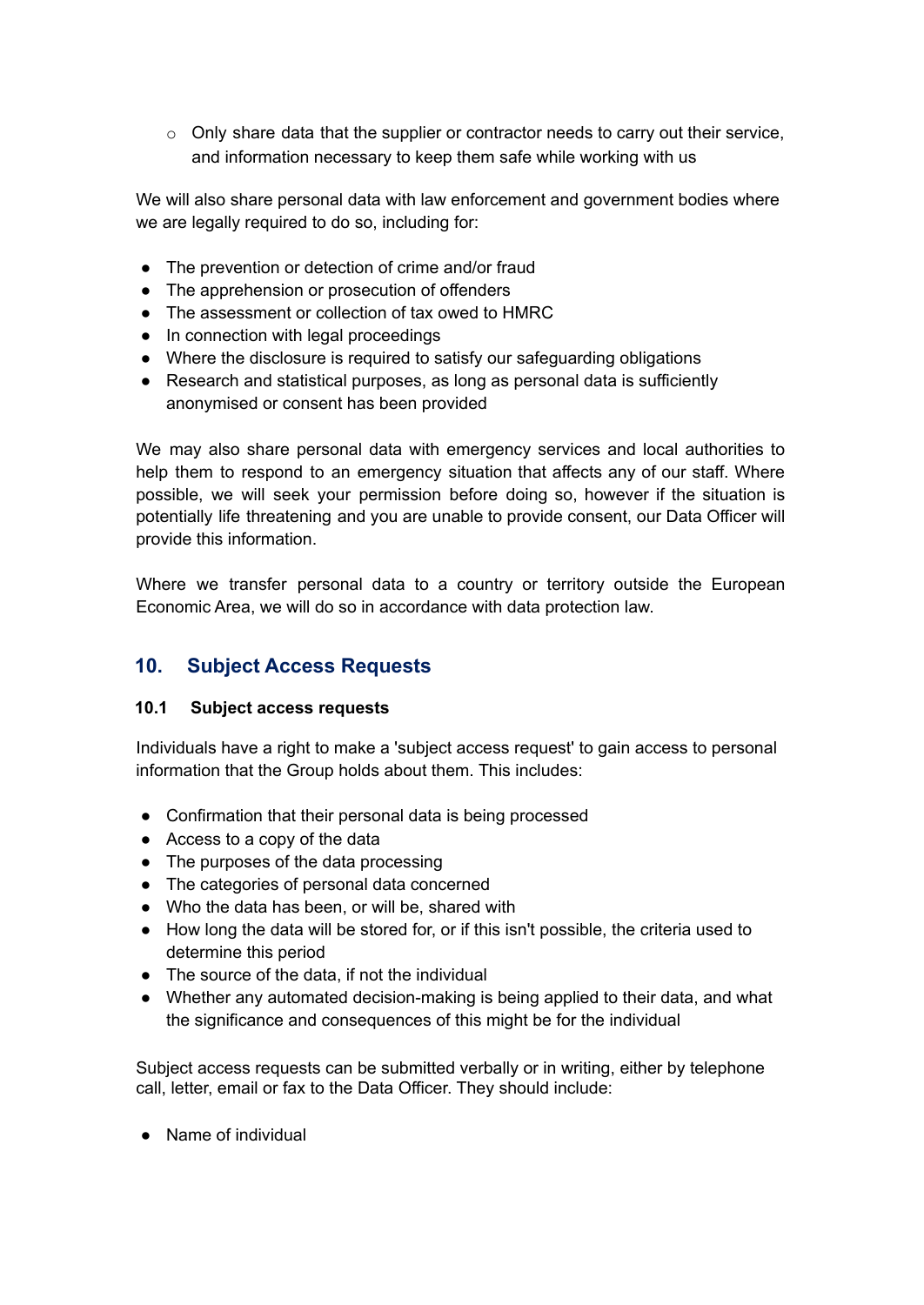- Only share data that the supplier or contractor needs to carry out their service, and information necessary to keep them safe while working with us

We will also share personal data with law enforcement and government bodies where we are legally required to do so, including for:

- The prevention or detection of crime and/or fraud
- The apprehension or prosecution of offenders
- The assessment or collection of tax owed to HMRC
- In connection with legal proceedings
- Where the disclosure is required to satisfy our safeguarding obligations
- Research and statistical purposes, as long as personal data is sufficiently anonymised or consent has been provided

We may also share personal data with emergency services and local authorities to help them to respond to an emergency situation that affects any of our staff. Where possible, we will seek your permission before doing so, however if the situation is potentially life threatening and you are unable to provide consent, our Data Officer will provide this information.

Where we transfer personal data to a country or territory outside the European Economic Area, we will do so in accordance with data protection law.

## 10. Subject Access Requests

### 10.1 Subject access requests

Individuals have a right to make a 'subject access request' to gain access to personal information that the Group holds about them. This includes:

- Confirmation that their personal data is being processed
- Access to a copy of the data
- The purposes of the data processing
- The categories of personal data concerned
- Who the data has been, or will be, shared with
- How long the data will be stored for, or if this isn't possible, the criteria used to determine this period
- The source of the data, if not the individual
- Whether any automated decision-making is being applied to their data, and what the significance and consequences of this might be for the individual

Subject access requests can be submitted verbally or in writing, either by telephone call, letter, email or fax to the Data Officer. They should include:

- Name of individual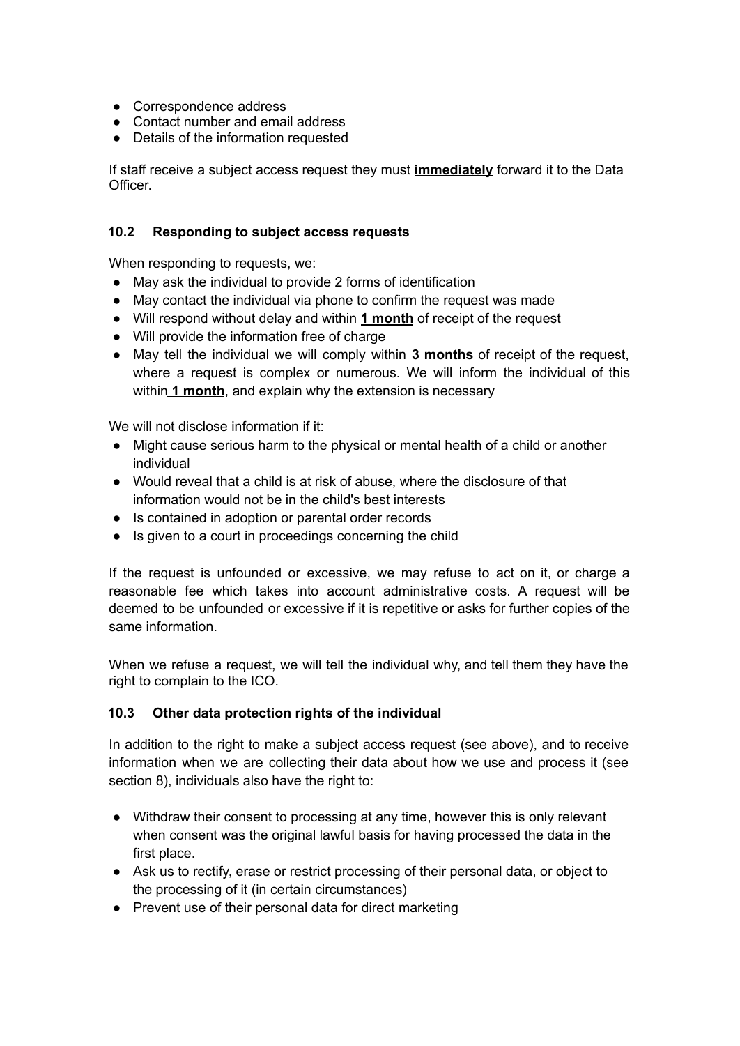- Correspondence address
- Contact number and email address
- Details of the information requested

If staff receive a subject access request they must **immediately** forward it to the Data Officer.

### 10.2 Responding to subject access requests

When responding to requests, we:

- May ask the individual to provide 2 forms of identification
- May contact the individual via phone to confirm the request was made
- Will respond without delay and within **1 month** of receipt of the request
- Will provide the information free of charge
- May tell the individual we will comply within **3 months** of receipt of the request, where a request is complex or numerous. We will inform the individual of this within **1 month**, and explain why the extension is necessary

We will not disclose information if it:

- Might cause serious harm to the physical or mental health of a child or another individual
- Would reveal that a child is at risk of abuse, where the disclosure of that information would not be in the child's best interests
- Is contained in adoption or parental order records
- Is given to a court in proceedings concerning the child

If the request is unfounded or excessive, we may refuse to act on it, or charge a reasonable fee which takes into account administrative costs. A request will be deemed to be unfounded or excessive if it is repetitive or asks for further copies of the same information.

When we refuse a request, we will tell the individual why, and tell them they have the right to complain to the ICO.

### 10.3 Other data protection rights of the individual

In addition to the right to make a subject access request (see above), and to receive information when we are collecting their data about how we use and process it (see section 8), individuals also have the right to:

- Withdraw their consent to processing at any time, however this is only relevant when consent was the original lawful basis for having processed the data in the first place.
- Ask us to rectify, erase or restrict processing of their personal data, or object to the processing of it (in certain circumstances)
- Prevent use of their personal data for direct marketing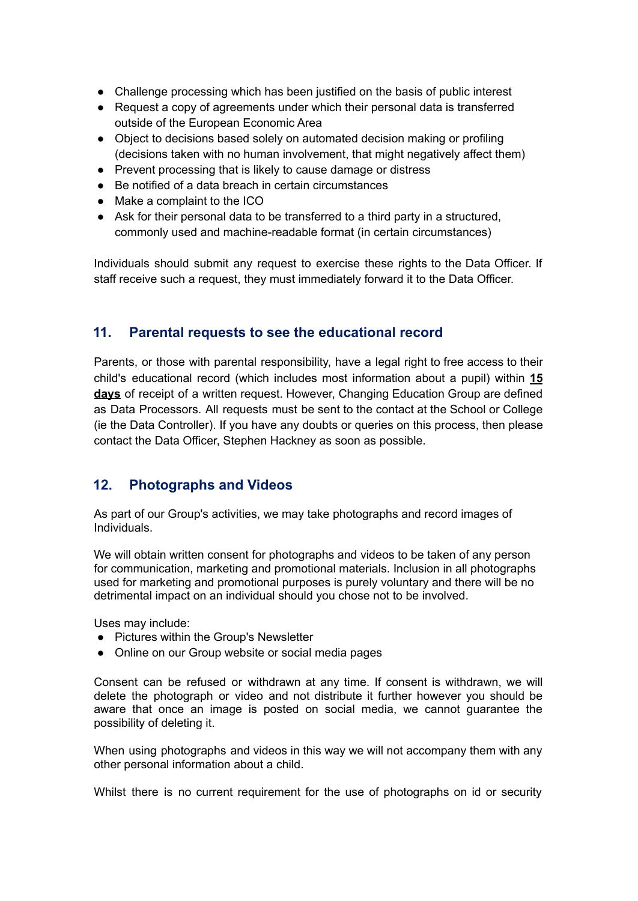- Challenge processing which has been justified on the basis of public interest
- Request a copy of agreements under which their personal data is transferred outside of the European Economic Area
- Object to decisions based solely on automated decision making or profiling (decisions taken with no human involvement, that might negatively affect them)
- Prevent processing that is likely to cause damage or distress
- Be notified of a data breach in certain circumstances
- Make a complaint to the ICO
- Ask for their personal data to be transferred to a third party in a structured, commonly used and machine-readable format (in certain circumstances)

Individuals should submit any request to exercise these rights to the Data Officer. If staff receive such a request, they must immediately forward it to the Data Officer.

## 11. Parental requests to see the educational record

Parents, or those with parental responsibility, have a legal right to free access to their child's educational record (which includes most information about a pupil) within **15 days** of receipt of a written request. However, Changing Education Group are defined as Data Processors. All requests must be sent to the contact at the School or College (ie the Data Controller). If you have any doubts or queries on this process, then please contact the Data Officer, Stephen Hackney as soon as possible.

## 12. Photographs and Videos

As part of our Group's activities, we may take photographs and record images of Individuals.

We will obtain written consent for photographs and videos to be taken of any person for communication, marketing and promotional materials. Inclusion in all photographs used for marketing and promotional purposes is purely voluntary and there will be no detrimental impact on an individual should you chose not to be involved.

Uses may include:

- Pictures within the Group's Newsletter
- Online on our Group website or social media pages

Consent can be refused or withdrawn at any time. If consent is withdrawn, we will delete the photograph or video and not distribute it further however you should be aware that once an image is posted on social media, we cannot guarantee the possibility of deleting it.

When using photographs and videos in this way we will not accompany them with any other personal information about a child.

Whilst there is no current requirement for the use of photographs on id or security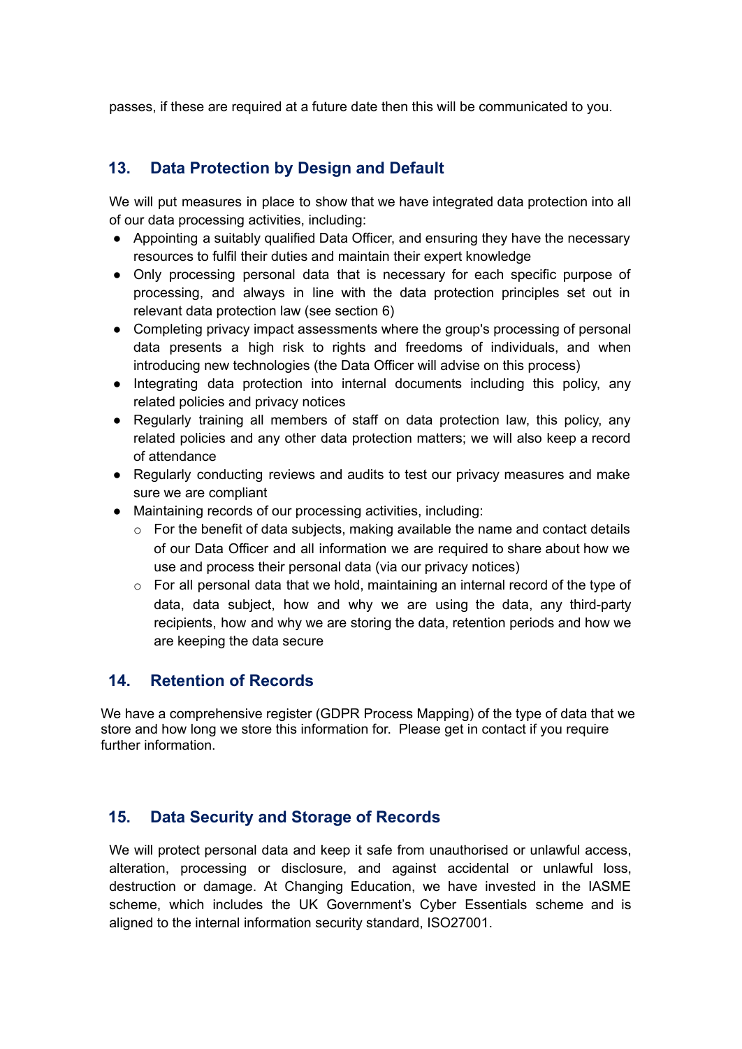passes, if these are required at a future date then this will be communicated to you.

## 13. Data Protection by Design and Default

We will put measures in place to show that we have integrated data protection into all of our data processing activities, including:

- Appointing a suitably qualified Data Officer, and ensuring they have the necessary resources to fulfil their duties and maintain their expert knowledge
- Only processing personal data that is necessary for each specific purpose of processing, and always in line with the data protection principles set out in relevant data protection law (see section 6)
- Completing privacy impact assessments where the group's processing of personal data presents a high risk to rights and freedoms of individuals, and when introducing new technologies (the Data Officer will advise on this process)
- Integrating data protection into internal documents including this policy, any related policies and privacy notices
- Regularly training all members of staff on data protection law, this policy, any related policies and any other data protection matters; we will also keep a record of attendance
- Regularly conducting reviews and audits to test our privacy measures and make sure we are compliant
- Maintaining records of our processing activities, including:
  - For the benefit of data subjects, making available the name and contact details of our Data Officer and all information we are required to share about how we use and process their personal data (via our privacy notices)
  - For all personal data that we hold, maintaining an internal record of the type of data, data subject, how and why we are using the data, any third-party recipients, how and why we are storing the data, retention periods and how we are keeping the data secure

## 14. Retention of Records

We have a comprehensive register (GDPR Process Mapping) of the type of data that we store and how long we store this information for. Please get in contact if you require further information.

## 15. Data Security and Storage of Records

We will protect personal data and keep it safe from unauthorised or unlawful access, alteration, processing or disclosure, and against accidental or unlawful loss, destruction or damage. At Changing Education, we have invested in the IASME scheme, which includes the UK Government's Cyber Essentials scheme and is aligned to the internal information security standard, ISO27001.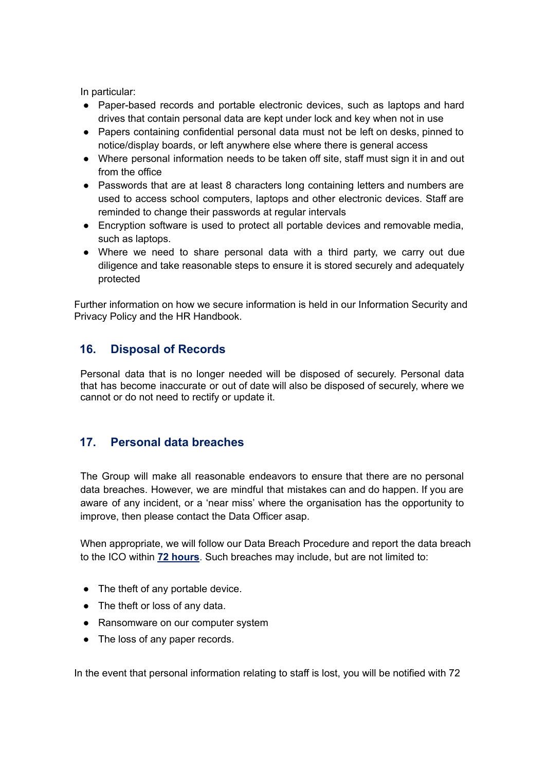In particular:

- Paper-based records and portable electronic devices, such as laptops and hard drives that contain personal data are kept under lock and key when not in use
- Papers containing confidential personal data must not be left on desks, pinned to notice/display boards, or left anywhere else where there is general access
- Where personal information needs to be taken off site, staff must sign it in and out from the office
- Passwords that are at least 8 characters long containing letters and numbers are used to access school computers, laptops and other electronic devices. Staff are reminded to change their passwords at regular intervals
- Encryption software is used to protect all portable devices and removable media, such as laptops.
- Where we need to share personal data with a third party, we carry out due diligence and take reasonable steps to ensure it is stored securely and adequately protected

Further information on how we secure information is held in our Information Security and Privacy Policy and the HR Handbook.

## 16. Disposal of Records

Personal data that is no longer needed will be disposed of securely. Personal data that has become inaccurate or out of date will also be disposed of securely, where we cannot or do not need to rectify or update it.

## 17. Personal data breaches

The Group will make all reasonable endeavors to ensure that there are no personal data breaches. However, we are mindful that mistakes can and do happen. If you are aware of any incident, or a 'near miss' where the organisation has the opportunity to improve, then please contact the Data Officer asap.

When appropriate, we will follow our Data Breach Procedure and report the data breach to the ICO within **72 hours**. Such breaches may include, but are not limited to:

- The theft of any portable device.
- The theft or loss of any data.
- Ransomware on our computer system
- The loss of any paper records.

In the event that personal information relating to staff is lost, you will be notified with 72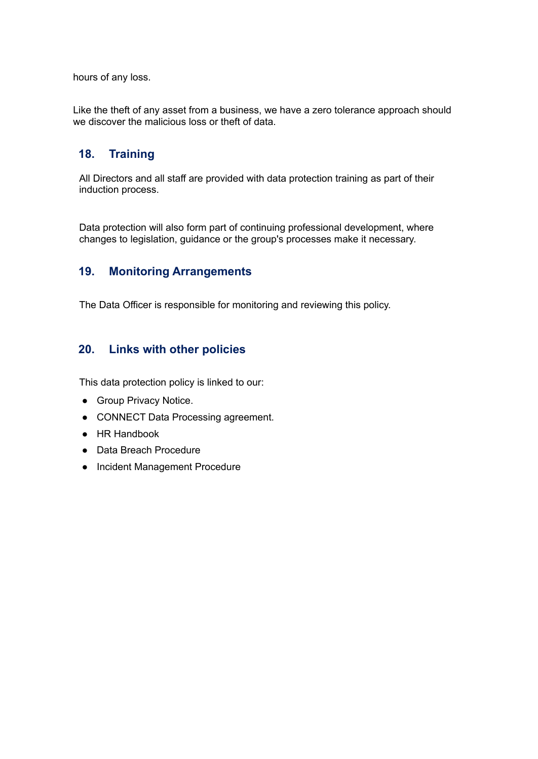hours of any loss.

Like the theft of any asset from a business, we have a zero tolerance approach should we discover the malicious loss or theft of data.

## 18. Training

All Directors and all staff are provided with data protection training as part of their induction process.

Data protection will also form part of continuing professional development, where changes to legislation, guidance or the group's processes make it necessary.

## 19. Monitoring Arrangements

The Data Officer is responsible for monitoring and reviewing this policy.

## 20. Links with other policies

This data protection policy is linked to our:

- Group Privacy Notice.
- CONNECT Data Processing agreement.
- HR Handbook
- Data Breach Procedure
- Incident Management Procedure